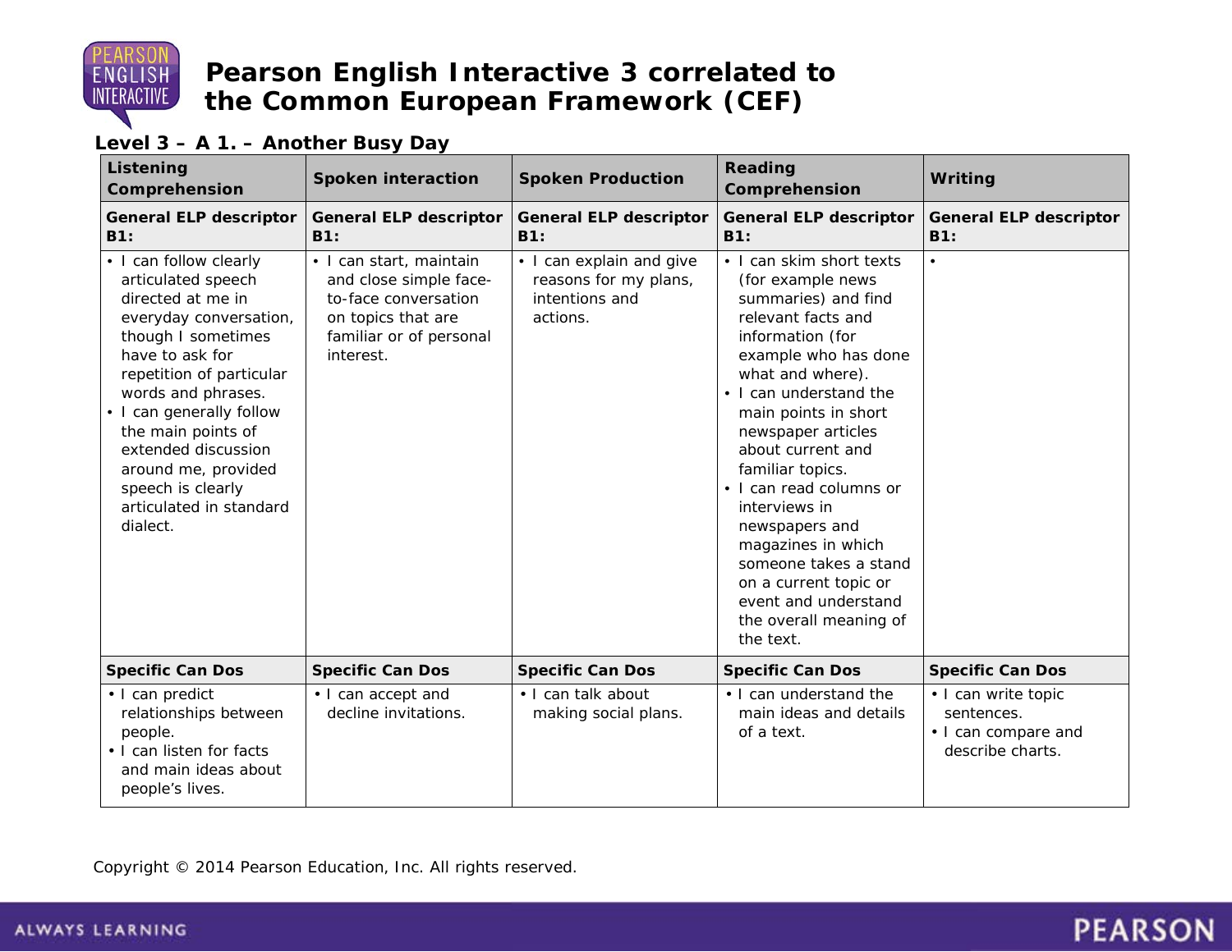# Pearson English Interactive 3 correlated to the Common European Framework (CEF)

## Level 3 – A 1. – Another Busy Day

| Listening Comprehension | Spoken interaction | Spoken Production | Reading Comprehension | Writing |
|---|---|---|---|---|
| **General ELP descriptor B1:** | **General ELP descriptor B1:** | **General ELP descriptor B1:** | **General ELP descriptor B1:** | **General ELP descriptor B1:** |
| • I can follow clearly articulated speech directed at me in everyday conversation, though I sometimes have to ask for repetition of particular words and phrases.<br>• I can generally follow the main points of extended discussion around me, provided speech is clearly articulated in standard dialect. | • I can start, maintain and close simple face-to-face conversation on topics that are familiar or of personal interest. | • I can explain and give reasons for my plans, intentions and actions. | • I can skim short texts (for example news summaries) and find relevant facts and information (for example who has done what and where).<br>• I can understand the main points in short newspaper articles about current and familiar topics.<br>• I can read columns or interviews in newspapers and magazines in which someone takes a stand on a current topic or event and understand the overall meaning of the text. | • |
| **Specific Can Dos** | **Specific Can Dos** | **Specific Can Dos** | **Specific Can Dos** | **Specific Can Dos** |
| • I can predict relationships between people.<br>• I can listen for facts and main ideas about people's lives. | • I can accept and decline invitations. | • I can talk about making social plans. | • I can understand the main ideas and details of a text. | • I can write topic sentences.<br>• I can compare and describe charts. |

Copyright © 2014 Pearson Education, Inc. All rights reserved.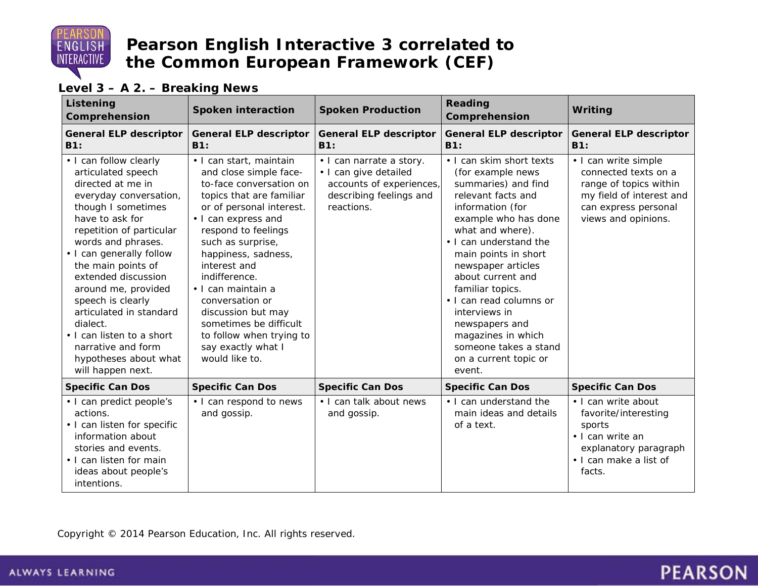# Pearson English Interactive 3 correlated to the Common European Framework (CEF)

## Level 3 – A 2. – Breaking News

| Listening Comprehension | Spoken interaction | Spoken Production | Reading Comprehension | Writing |
|---|---|---|---|---|
| **General ELP descriptor B1:** | **General ELP descriptor B1:** | **General ELP descriptor B1:** | **General ELP descriptor B1:** | **General ELP descriptor B1:** |
| • I can follow clearly articulated speech directed at me in everyday conversation, though I sometimes have to ask for repetition of particular words and phrases.<br>• I can generally follow the main points of extended discussion around me, provided speech is clearly articulated in standard dialect.<br>• I can listen to a short narrative and form hypotheses about what will happen next. | • I can start, maintain and close simple face-to-face conversation on topics that are familiar or of personal interest.<br>• I can express and respond to feelings such as surprise, happiness, sadness, interest and indifference.<br>• I can maintain a conversation or discussion but may sometimes be difficult to follow when trying to say exactly what I would like to. | • I can narrate a story.<br>• I can give detailed accounts of experiences, describing feelings and reactions. | • I can skim short texts (for example news summaries) and find relevant facts and information (for example who has done what and where).<br>• I can understand the main points in short newspaper articles about current and familiar topics.<br>• I can read columns or interviews in newspapers and magazines in which someone takes a stand on a current topic or event. | • I can write simple connected texts on a range of topics within my field of interest and can express personal views and opinions. |
| **Specific Can Dos** | **Specific Can Dos** | **Specific Can Dos** | **Specific Can Dos** | **Specific Can Dos** |
| • I can predict people's actions.<br>• I can listen for specific information about stories and events.<br>• I can listen for main ideas about people's intentions. | • I can respond to news and gossip. | • I can talk about news and gossip. | • I can understand the main ideas and details of a text. | • I can write about favorite/interesting sports<br>• I can write an explanatory paragraph<br>• I can make a list of facts. |

Copyright © 2014 Pearson Education, Inc. All rights reserved.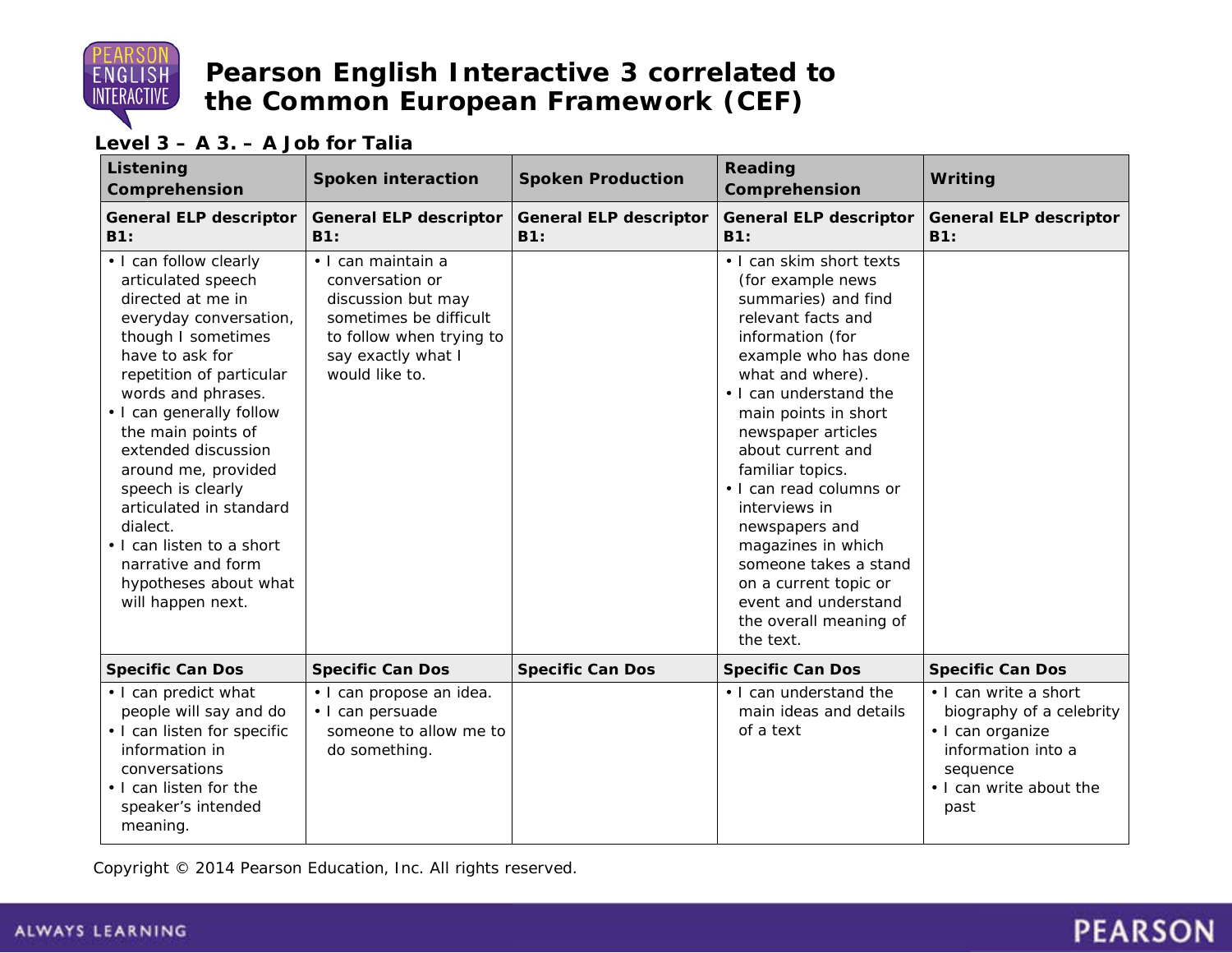# Pearson English Interactive 3 correlated to the Common European Framework (CEF)

**Level 3 – A 3. – A Job for Talia**

| Listening Comprehension | Spoken interaction | Spoken Production | Reading Comprehension | Writing |
|---|---|---|---|---|
| **General ELP descriptor B1:** | **General ELP descriptor B1:** | **General ELP descriptor B1:** | **General ELP descriptor B1:** | **General ELP descriptor B1:** |
| • I can follow clearly articulated speech directed at me in everyday conversation, though I sometimes have to ask for repetition of particular words and phrases.<br>• I can generally follow the main points of extended discussion around me, provided speech is clearly articulated in standard dialect.<br>• I can listen to a short narrative and form hypotheses about what will happen next. | • I can maintain a conversation or discussion but may sometimes be difficult to follow when trying to say exactly what I would like to. | | • I can skim short texts (for example news summaries) and find relevant facts and information (for example who has done what and where).<br>• I can understand the main points in short newspaper articles about current and familiar topics.<br>• I can read columns or interviews in newspapers and magazines in which someone takes a stand on a current topic or event and understand the overall meaning of the text. | |
| **Specific Can Dos** | **Specific Can Dos** | **Specific Can Dos** | **Specific Can Dos** | **Specific Can Dos** |
| • I can predict what people will say and do<br>• I can listen for specific information in conversations<br>• I can listen for the speaker's intended meaning. | • I can propose an idea.<br>• I can persuade someone to allow me to do something. | | • I can understand the main ideas and details of a text | • I can write a short biography of a celebrity<br>• I can organize information into a sequence<br>• I can write about the past |

Copyright © 2014 Pearson Education, Inc. All rights reserved.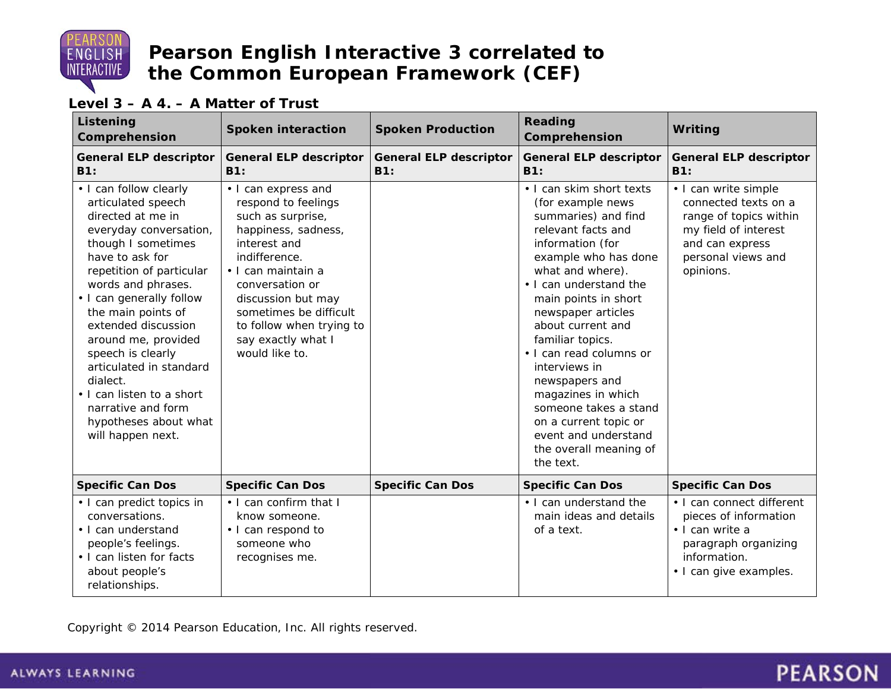# Pearson English Interactive 3 correlated to the Common European Framework (CEF)

## Level 3 – A 4. – A Matter of Trust

| Listening Comprehension | Spoken interaction | Spoken Production | Reading Comprehension | Writing |
|---|---|---|---|---|
| **General ELP descriptor B1:** | **General ELP descriptor B1:** | **General ELP descriptor B1:** | **General ELP descriptor B1:** | **General ELP descriptor B1:** |
| • I can follow clearly articulated speech directed at me in everyday conversation, though I sometimes have to ask for repetition of particular words and phrases.<br>• I can generally follow the main points of extended discussion around me, provided speech is clearly articulated in standard dialect.<br>• I can listen to a short narrative and form hypotheses about what will happen next. | • I can express and respond to feelings such as surprise, happiness, sadness, interest and indifference.<br>• I can maintain a conversation or discussion but may sometimes be difficult to follow when trying to say exactly what I would like to. | | • I can skim short texts (for example news summaries) and find relevant facts and information (for example who has done what and where).<br>• I can understand the main points in short newspaper articles about current and familiar topics.<br>• I can read columns or interviews in newspapers and magazines in which someone takes a stand on a current topic or event and understand the overall meaning of the text. | • I can write simple connected texts on a range of topics within my field of interest and can express personal views and opinions. |
| **Specific Can Dos** | **Specific Can Dos** | **Specific Can Dos** | **Specific Can Dos** | **Specific Can Dos** |
| • I can predict topics in conversations.<br>• I can understand people's feelings.<br>• I can listen for facts about people's relationships. | • I can confirm that I know someone.<br>• I can respond to someone who recognises me. | | • I can understand the main ideas and details of a text. | • I can connect different pieces of information<br>• I can write a paragraph organizing information.<br>• I can give examples. |

Copyright © 2014 Pearson Education, Inc. All rights reserved.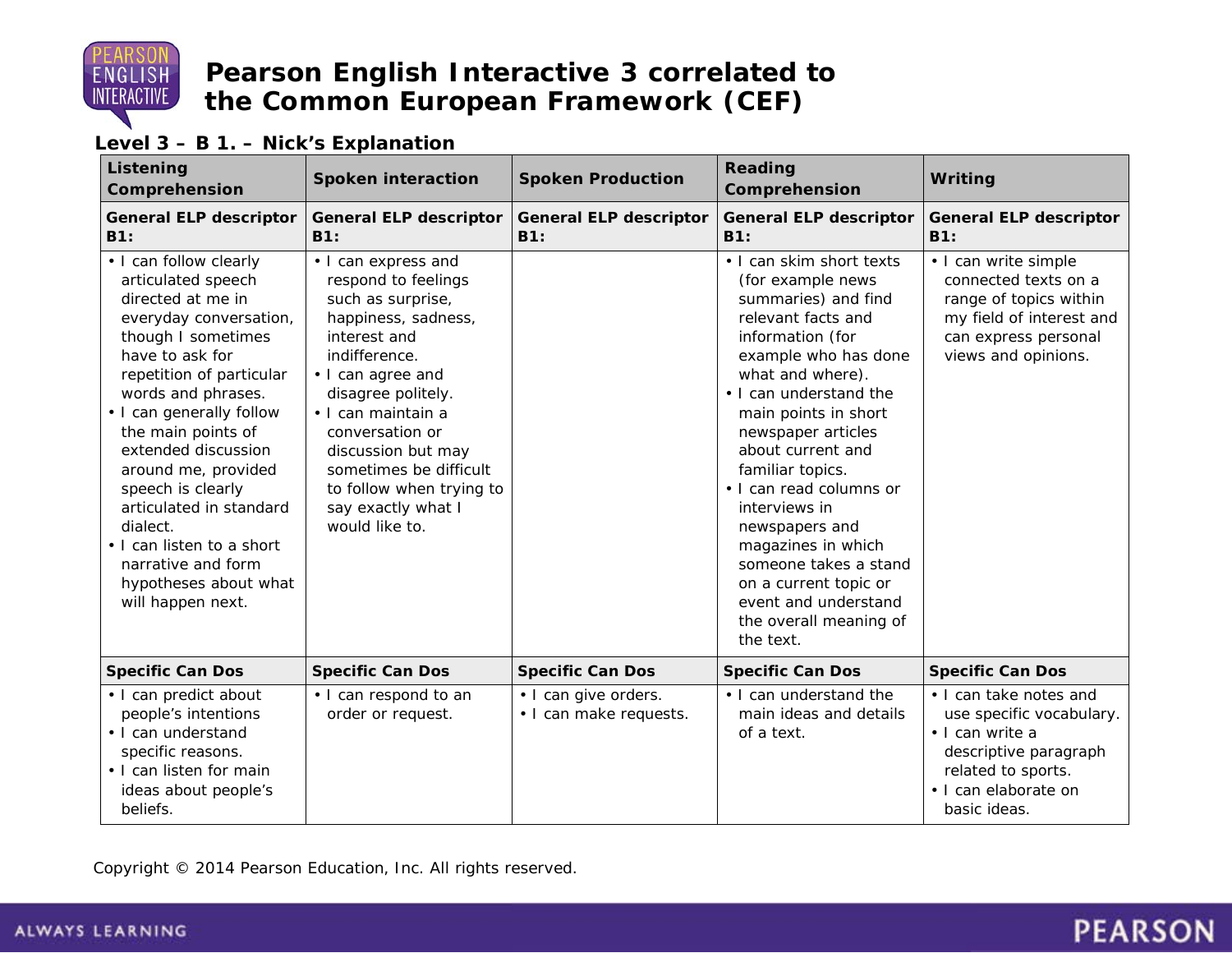# Pearson English Interactive 3 correlated to the Common European Framework (CEF)

## Level 3 – B 1. – Nick's Explanation

| Listening Comprehension | Spoken interaction | Spoken Production | Reading Comprehension | Writing |
|---|---|---|---|---|
| **General ELP descriptor B1:** | **General ELP descriptor B1:** | **General ELP descriptor B1:** | **General ELP descriptor B1:** | **General ELP descriptor B1:** |
| • I can follow clearly articulated speech directed at me in everyday conversation, though I sometimes have to ask for repetition of particular words and phrases.<br>• I can generally follow the main points of extended discussion around me, provided speech is clearly articulated in standard dialect.<br>• I can listen to a short narrative and form hypotheses about what will happen next. | • I can express and respond to feelings such as surprise, happiness, sadness, interest and indifference.<br>• I can agree and disagree politely.<br>• I can maintain a conversation or discussion but may sometimes be difficult to follow when trying to say exactly what I would like to. | | • I can skim short texts (for example news summaries) and find relevant facts and information (for example who has done what and where).<br>• I can understand the main points in short newspaper articles about current and familiar topics.<br>• I can read columns or interviews in newspapers and magazines in which someone takes a stand on a current topic or event and understand the overall meaning of the text. | • I can write simple connected texts on a range of topics within my field of interest and can express personal views and opinions. |
| **Specific Can Dos** | **Specific Can Dos** | **Specific Can Dos** | **Specific Can Dos** | **Specific Can Dos** |
| • I can predict about people's intentions<br>• I can understand specific reasons.<br>• I can listen for main ideas about people's beliefs. | • I can respond to an order or request. | • I can give orders.<br>• I can make requests. | • I can understand the main ideas and details of a text. | • I can take notes and use specific vocabulary.<br>• I can write a descriptive paragraph related to sports.<br>• I can elaborate on basic ideas. |

Copyright © 2014 Pearson Education, Inc. All rights reserved.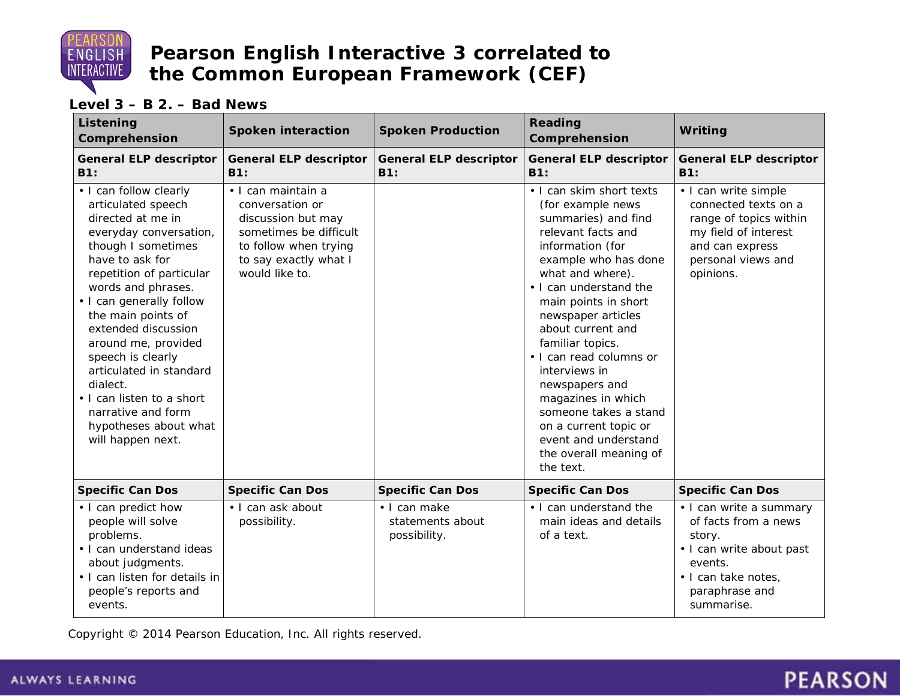# Pearson English Interactive 3 correlated to the Common European Framework (CEF)

## Level 3 – B 2. – Bad News

| Listening Comprehension | Spoken interaction | Spoken Production | Reading Comprehension | Writing |
|---|---|---|---|---|
| **General ELP descriptor B1:** | **General ELP descriptor B1:** | **General ELP descriptor B1:** | **General ELP descriptor B1:** | **General ELP descriptor B1:** |
| • I can follow clearly articulated speech directed at me in everyday conversation, though I sometimes have to ask for repetition of particular words and phrases.<br>• I can generally follow the main points of extended discussion around me, provided speech is clearly articulated in standard dialect.<br>• I can listen to a short narrative and form hypotheses about what will happen next. | • I can maintain a conversation or discussion but may sometimes be difficult to follow when trying to say exactly what I would like to. | | • I can skim short texts (for example news summaries) and find relevant facts and information (for example who has done what and where).<br>• I can understand the main points in short newspaper articles about current and familiar topics.<br>• I can read columns or interviews in newspapers and magazines in which someone takes a stand on a current topic or event and understand the overall meaning of the text. | • I can write simple connected texts on a range of topics within my field of interest and can express personal views and opinions. |
| **Specific Can Dos** | **Specific Can Dos** | **Specific Can Dos** | **Specific Can Dos** | **Specific Can Dos** |
| • I can predict how people will solve problems.<br>• I can understand ideas about judgments.<br>• I can listen for details in people's reports and events. | • I can ask about possibility. | • I can make statements about possibility. | • I can understand the main ideas and details of a text. | • I can write a summary of facts from a news story.<br>• I can write about past events.<br>• I can take notes, paraphrase and summarise. |

Copyright © 2014 Pearson Education, Inc. All rights reserved.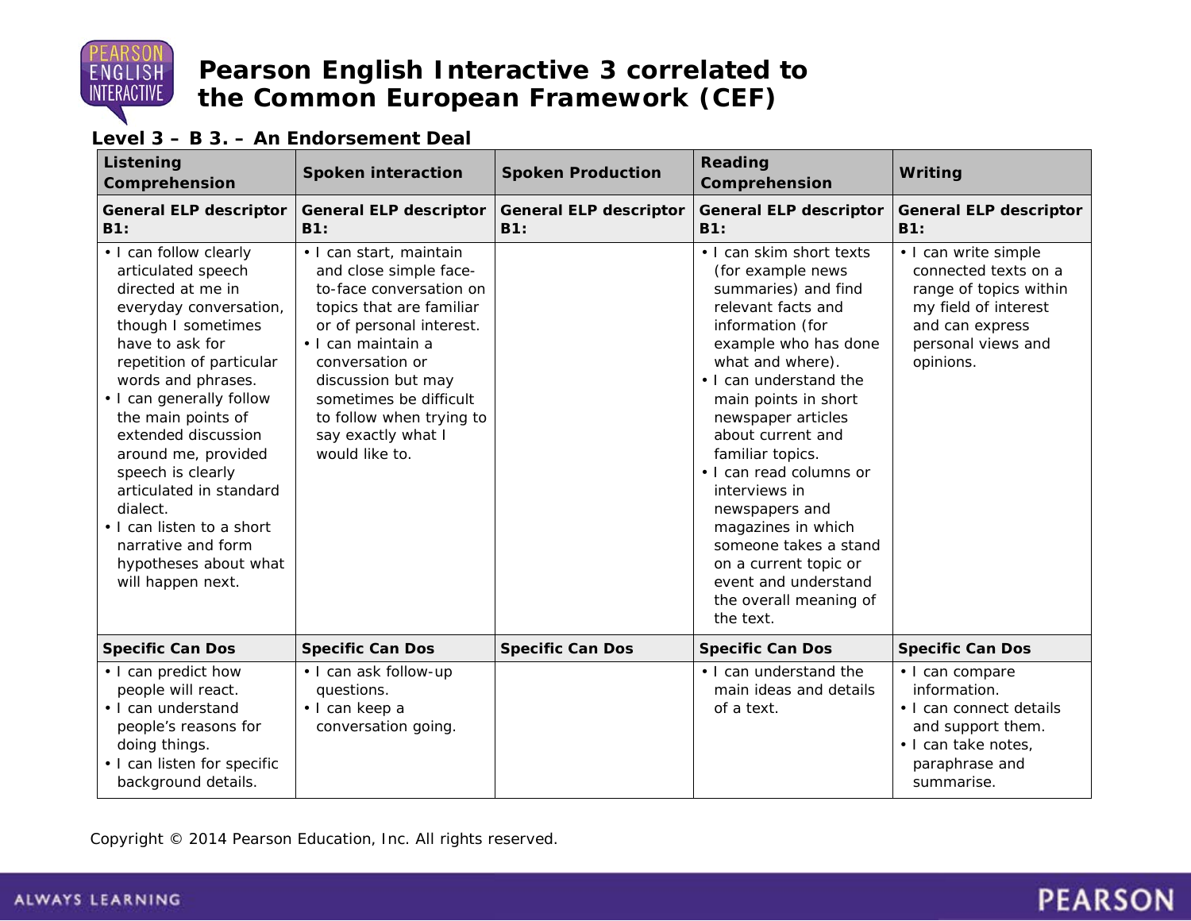# Pearson English Interactive 3 correlated to the Common European Framework (CEF)

## Level 3 – B 3. – An Endorsement Deal

| Listening Comprehension | Spoken interaction | Spoken Production | Reading Comprehension | Writing |
|---|---|---|---|---|
| **General ELP descriptor B1:** | **General ELP descriptor B1:** | **General ELP descriptor B1:** | **General ELP descriptor B1:** | **General ELP descriptor B1:** |
| • I can follow clearly articulated speech directed at me in everyday conversation, though I sometimes have to ask for repetition of particular words and phrases.<br>• I can generally follow the main points of extended discussion around me, provided speech is clearly articulated in standard dialect.<br>• I can listen to a short narrative and form hypotheses about what will happen next. | • I can start, maintain and close simple face-to-face conversation on topics that are familiar or of personal interest.<br>• I can maintain a conversation or discussion but may sometimes be difficult to follow when trying to say exactly what I would like to. | | • I can skim short texts (for example news summaries) and find relevant facts and information (for example who has done what and where).<br>• I can understand the main points in short newspaper articles about current and familiar topics.<br>• I can read columns or interviews in newspapers and magazines in which someone takes a stand on a current topic or event and understand the overall meaning of the text. | • I can write simple connected texts on a range of topics within my field of interest and can express personal views and opinions. |
| **Specific Can Dos** | **Specific Can Dos** | **Specific Can Dos** | **Specific Can Dos** | **Specific Can Dos** |
| • I can predict how people will react.<br>• I can understand people's reasons for doing things.<br>• I can listen for specific background details. | • I can ask follow-up questions.<br>• I can keep a conversation going. | | • I can understand the main ideas and details of a text. | • I can compare information.<br>• I can connect details and support them.<br>• I can take notes, paraphrase and summarise. |

Copyright © 2014 Pearson Education, Inc. All rights reserved.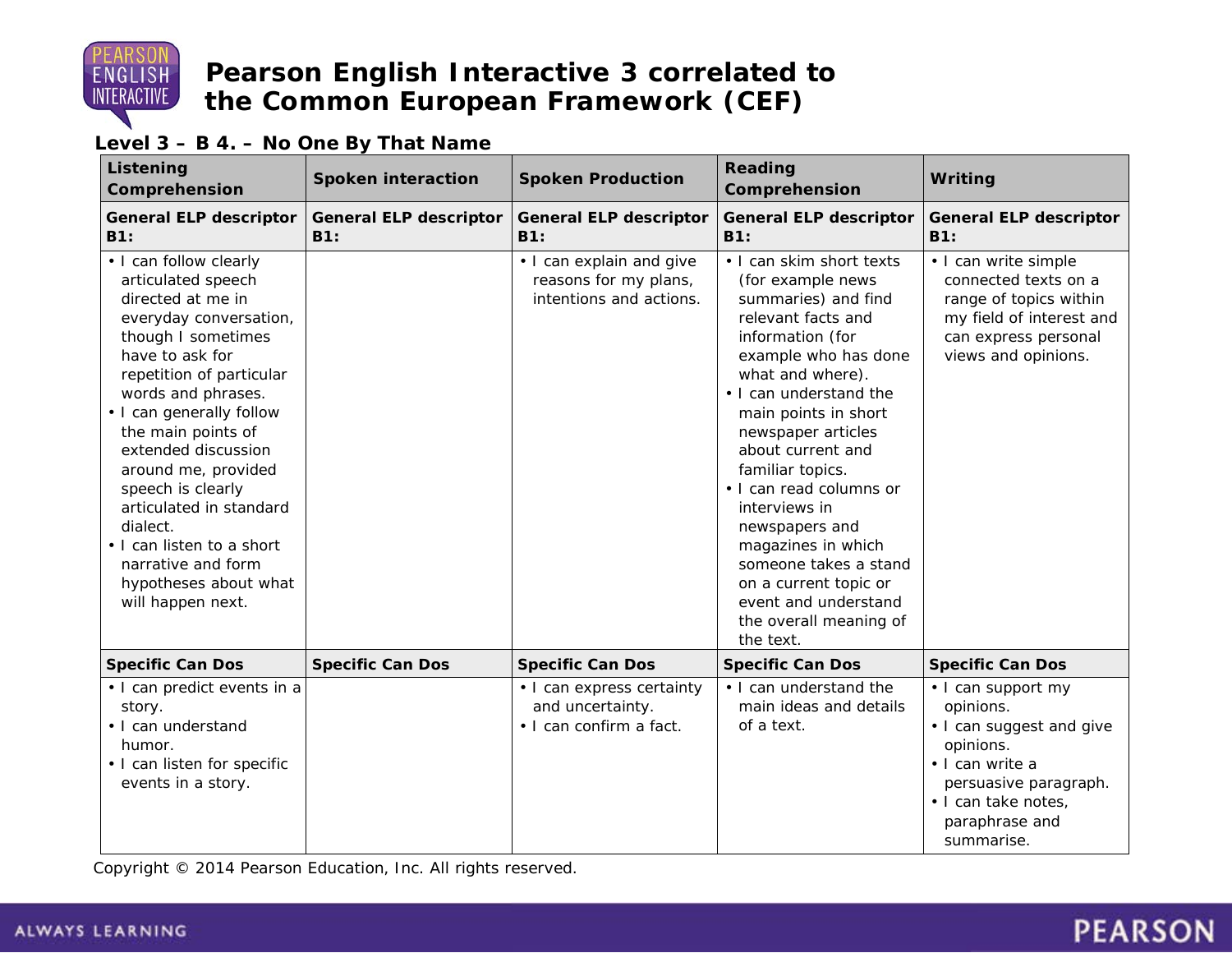# Pearson English Interactive 3 correlated to the Common European Framework (CEF)

**Level 3 – B 4. – No One By That Name**

| Listening Comprehension | Spoken interaction | Spoken Production | Reading Comprehension | Writing |
|---|---|---|---|---|
| **General ELP descriptor B1:** | **General ELP descriptor B1:** | **General ELP descriptor B1:** | **General ELP descriptor B1:** | **General ELP descriptor B1:** |
| • I can follow clearly articulated speech directed at me in everyday conversation, though I sometimes have to ask for repetition of particular words and phrases.<br>• I can generally follow the main points of extended discussion around me, provided speech is clearly articulated in standard dialect.<br>• I can listen to a short narrative and form hypotheses about what will happen next. | | • I can explain and give reasons for my plans, intentions and actions. | • I can skim short texts (for example news summaries) and find relevant facts and information (for example who has done what and where).<br>• I can understand the main points in short newspaper articles about current and familiar topics.<br>• I can read columns or interviews in newspapers and magazines in which someone takes a stand on a current topic or event and understand the overall meaning of the text. | • I can write simple connected texts on a range of topics within my field of interest and can express personal views and opinions. |
| **Specific Can Dos** | **Specific Can Dos** | **Specific Can Dos** | **Specific Can Dos** | **Specific Can Dos** |
| • I can predict events in a story.<br>• I can understand humor.<br>• I can listen for specific events in a story. | | • I can express certainty and uncertainty.<br>• I can confirm a fact. | • I can understand the main ideas and details of a text. | • I can support my opinions.<br>• I can suggest and give opinions.<br>• I can write a persuasive paragraph.<br>• I can take notes, paraphrase and summarise. |

Copyright © 2014 Pearson Education, Inc. All rights reserved.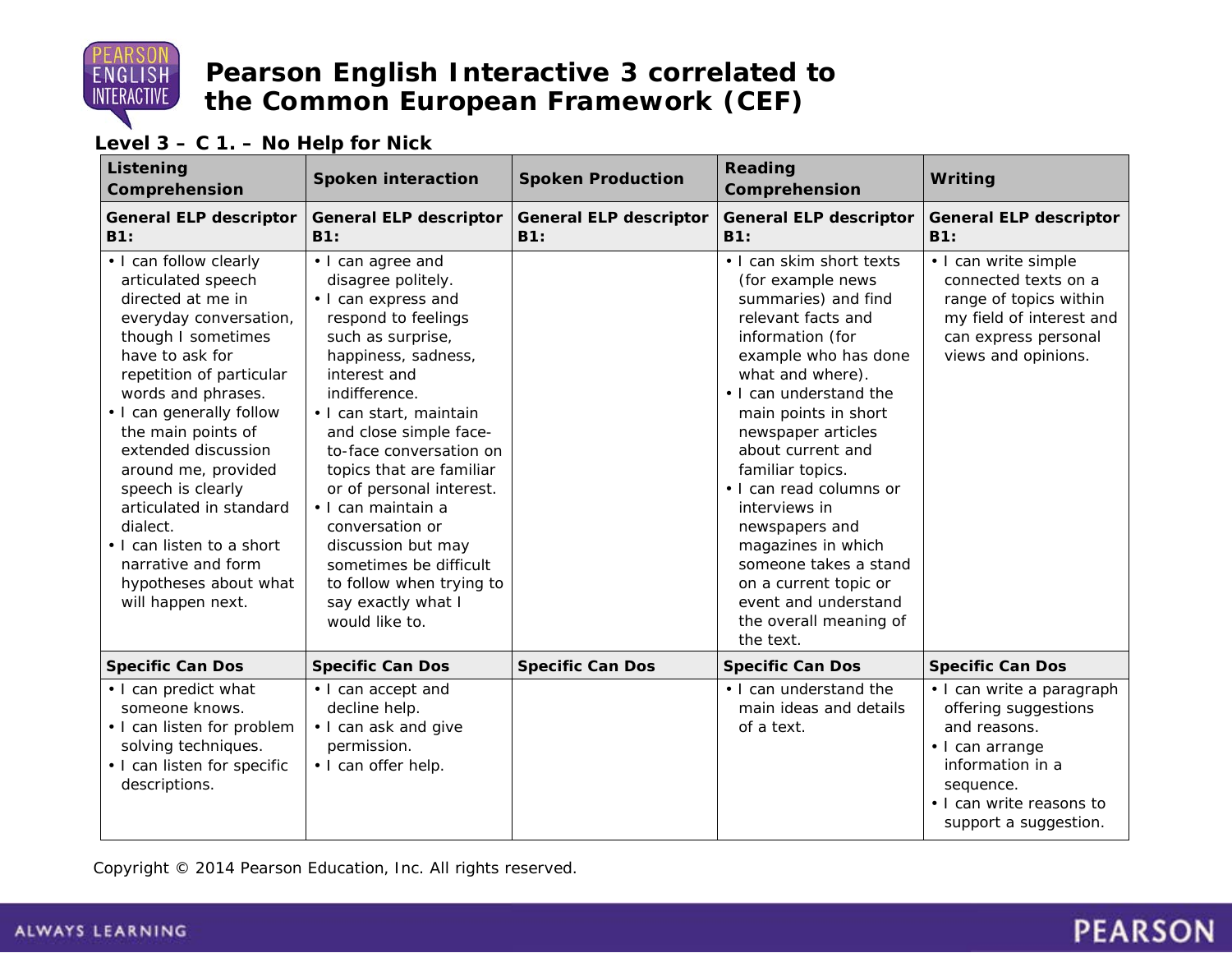# Pearson English Interactive 3 correlated to the Common European Framework (CEF)

## Level 3 – C 1. – No Help for Nick

| Listening Comprehension | Spoken interaction | Spoken Production | Reading Comprehension | Writing |
|---|---|---|---|---|
| **General ELP descriptor B1:** | **General ELP descriptor B1:** | **General ELP descriptor B1:** | **General ELP descriptor B1:** | **General ELP descriptor B1:** |
| • I can follow clearly articulated speech directed at me in everyday conversation, though I sometimes have to ask for repetition of particular words and phrases.<br>• I can generally follow the main points of extended discussion around me, provided speech is clearly articulated in standard dialect.<br>• I can listen to a short narrative and form hypotheses about what will happen next. | • I can agree and disagree politely.<br>• I can express and respond to feelings such as surprise, happiness, sadness, interest and indifference.<br>• I can start, maintain and close simple face-to-face conversation on topics that are familiar or of personal interest.<br>• I can maintain a conversation or discussion but may sometimes be difficult to follow when trying to say exactly what I would like to. | | • I can skim short texts (for example news summaries) and find relevant facts and information (for example who has done what and where).<br>• I can understand the main points in short newspaper articles about current and familiar topics.<br>• I can read columns or interviews in newspapers and magazines in which someone takes a stand on a current topic or event and understand the overall meaning of the text. | • I can write simple connected texts on a range of topics within my field of interest and can express personal views and opinions. |
| **Specific Can Dos** | **Specific Can Dos** | **Specific Can Dos** | **Specific Can Dos** | **Specific Can Dos** |
| • I can predict what someone knows.<br>• I can listen for problem solving techniques.<br>• I can listen for specific descriptions. | • I can accept and decline help.<br>• I can ask and give permission.<br>• I can offer help. | | • I can understand the main ideas and details of a text. | • I can write a paragraph offering suggestions and reasons.<br>• I can arrange information in a sequence.<br>• I can write reasons to support a suggestion. |

Copyright © 2014 Pearson Education, Inc. All rights reserved.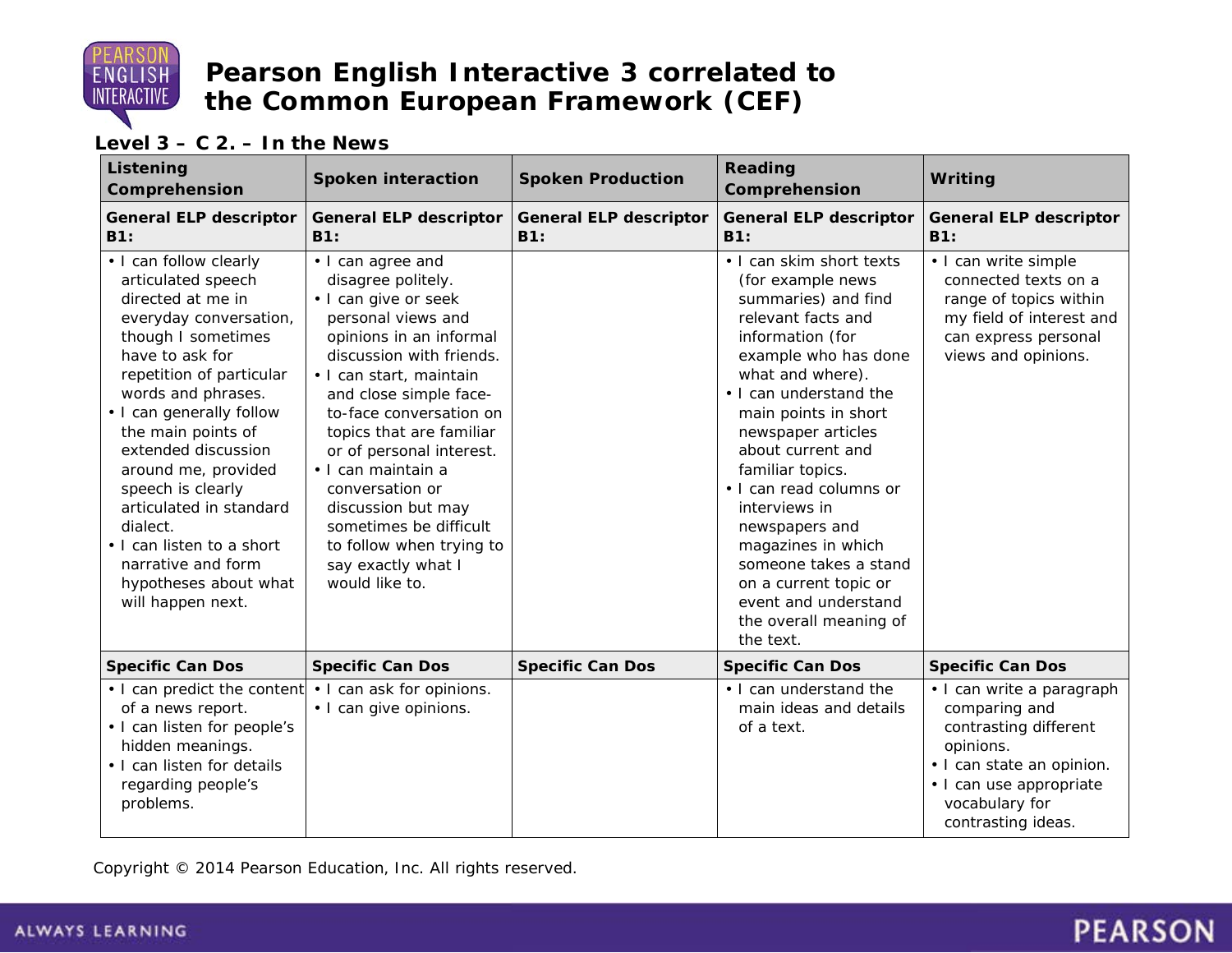# Pearson English Interactive 3 correlated to the Common European Framework (CEF)

**Level 3 – C 2. – In the News**

| Listening Comprehension | Spoken interaction | Spoken Production | Reading Comprehension | Writing |
|---|---|---|---|---|
| **General ELP descriptor B1:** | **General ELP descriptor B1:** | **General ELP descriptor B1:** | **General ELP descriptor B1:** | **General ELP descriptor B1:** |
| • I can follow clearly articulated speech directed at me in everyday conversation, though I sometimes have to ask for repetition of particular words and phrases.<br>• I can generally follow the main points of extended discussion around me, provided speech is clearly articulated in standard dialect.<br>• I can listen to a short narrative and form hypotheses about what will happen next. | • I can agree and disagree politely.<br>• I can give or seek personal views and opinions in an informal discussion with friends.<br>• I can start, maintain and close simple face-to-face conversation on topics that are familiar or of personal interest.<br>• I can maintain a conversation or discussion but may sometimes be difficult to follow when trying to say exactly what I would like to. | | • I can skim short texts (for example news summaries) and find relevant facts and information (for example who has done what and where).<br>• I can understand the main points in short newspaper articles about current and familiar topics.<br>• I can read columns or interviews in newspapers and magazines in which someone takes a stand on a current topic or event and understand the overall meaning of the text. | • I can write simple connected texts on a range of topics within my field of interest and can express personal views and opinions. |
| **Specific Can Dos** | **Specific Can Dos** | **Specific Can Dos** | **Specific Can Dos** | **Specific Can Dos** |
| • I can predict the content of a news report.<br>• I can listen for people's hidden meanings.<br>• I can listen for details regarding people's problems. | • I can ask for opinions.<br>• I can give opinions. | | • I can understand the main ideas and details of a text. | • I can write a paragraph comparing and contrasting different opinions.<br>• I can state an opinion.<br>• I can use appropriate vocabulary for contrasting ideas. |

Copyright © 2014 Pearson Education, Inc. All rights reserved.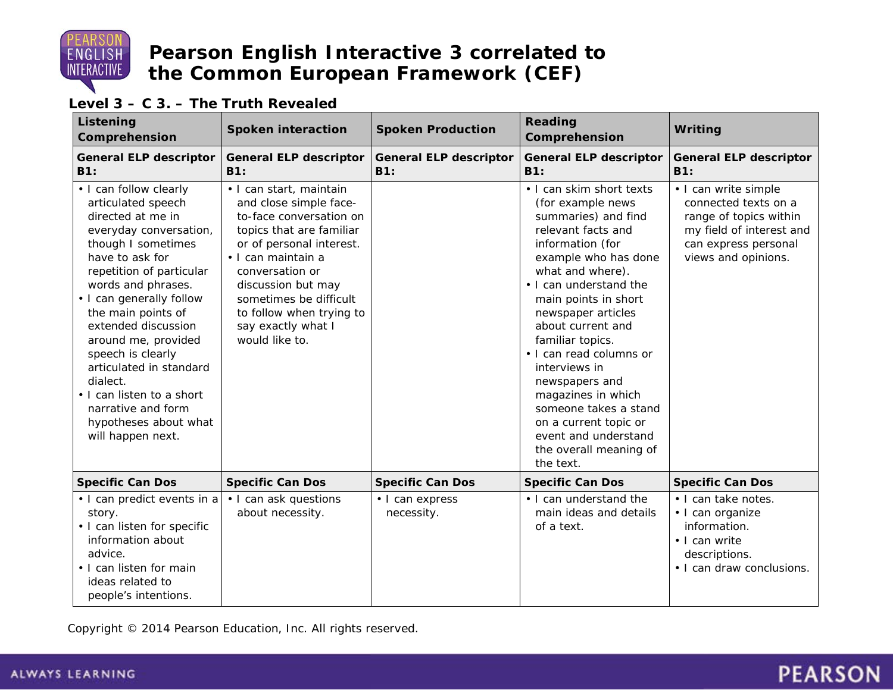# Pearson English Interactive 3 correlated to the Common European Framework (CEF)

## Level 3 – C 3. – The Truth Revealed

| Listening Comprehension | Spoken interaction | Spoken Production | Reading Comprehension | Writing |
|---|---|---|---|---|
| **General ELP descriptor B1:** | **General ELP descriptor B1:** | **General ELP descriptor B1:** | **General ELP descriptor B1:** | **General ELP descriptor B1:** |
| • I can follow clearly articulated speech directed at me in everyday conversation, though I sometimes have to ask for repetition of particular words and phrases.<br>• I can generally follow the main points of extended discussion around me, provided speech is clearly articulated in standard dialect.<br>• I can listen to a short narrative and form hypotheses about what will happen next. | • I can start, maintain and close simple face-to-face conversation on topics that are familiar or of personal interest.<br>• I can maintain a conversation or discussion but may sometimes be difficult to follow when trying to say exactly what I would like to. | | • I can skim short texts (for example news summaries) and find relevant facts and information (for example who has done what and where).<br>• I can understand the main points in short newspaper articles about current and familiar topics.<br>• I can read columns or interviews in newspapers and magazines in which someone takes a stand on a current topic or event and understand the overall meaning of the text. | • I can write simple connected texts on a range of topics within my field of interest and can express personal views and opinions. |
| **Specific Can Dos** | **Specific Can Dos** | **Specific Can Dos** | **Specific Can Dos** | **Specific Can Dos** |
| • I can predict events in a story.<br>• I can listen for specific information about advice.<br>• I can listen for main ideas related to people's intentions. | • I can ask questions about necessity. | • I can express necessity. | • I can understand the main ideas and details of a text. | • I can take notes.<br>• I can organize information.<br>• I can write descriptions.<br>• I can draw conclusions. |

Copyright © 2014 Pearson Education, Inc. All rights reserved.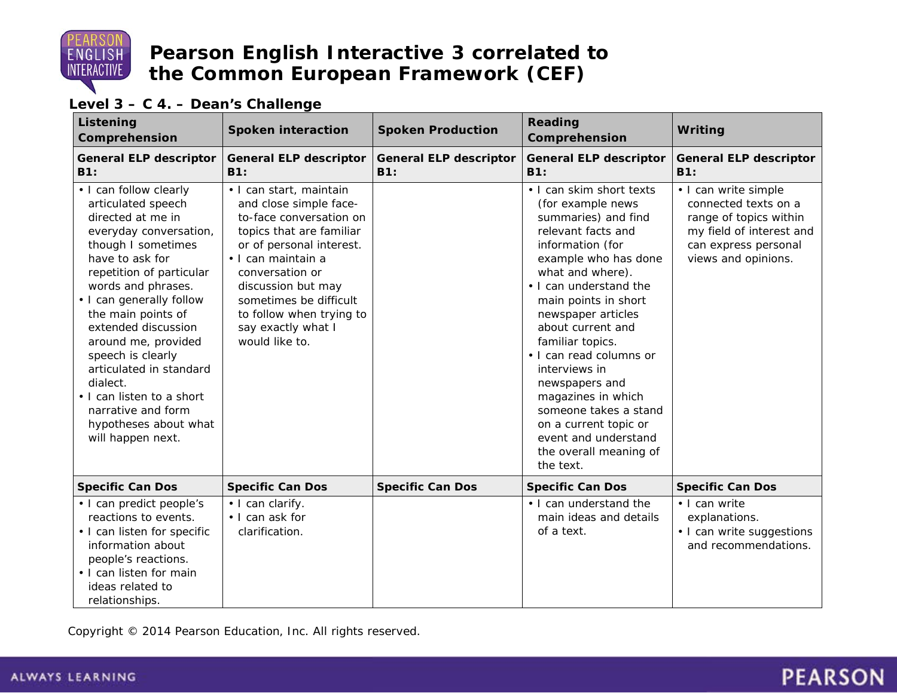# Pearson English Interactive 3 correlated to the Common European Framework (CEF)

## Level 3 – C 4. – Dean's Challenge

| Listening Comprehension | Spoken interaction | Spoken Production | Reading Comprehension | Writing |
|---|---|---|---|---|
| **General ELP descriptor B1:** | **General ELP descriptor B1:** | **General ELP descriptor B1:** | **General ELP descriptor B1:** | **General ELP descriptor B1:** |
| • I can follow clearly articulated speech directed at me in everyday conversation, though I sometimes have to ask for repetition of particular words and phrases.<br>• I can generally follow the main points of extended discussion around me, provided speech is clearly articulated in standard dialect.<br>• I can listen to a short narrative and form hypotheses about what will happen next. | • I can start, maintain and close simple face-to-face conversation on topics that are familiar or of personal interest.<br>• I can maintain a conversation or discussion but may sometimes be difficult to follow when trying to say exactly what I would like to. | | • I can skim short texts (for example news summaries) and find relevant facts and information (for example who has done what and where).<br>• I can understand the main points in short newspaper articles about current and familiar topics.<br>• I can read columns or interviews in newspapers and magazines in which someone takes a stand on a current topic or event and understand the overall meaning of the text. | • I can write simple connected texts on a range of topics within my field of interest and can express personal views and opinions. |
| **Specific Can Dos** | **Specific Can Dos** | **Specific Can Dos** | **Specific Can Dos** | **Specific Can Dos** |
| • I can predict people's reactions to events.<br>• I can listen for specific information about people's reactions.<br>• I can listen for main ideas related to relationships. | • I can clarify.<br>• I can ask for clarification. | | • I can understand the main ideas and details of a text. | • I can write explanations.<br>• I can write suggestions and recommendations. |

Copyright © 2014 Pearson Education, Inc. All rights reserved.